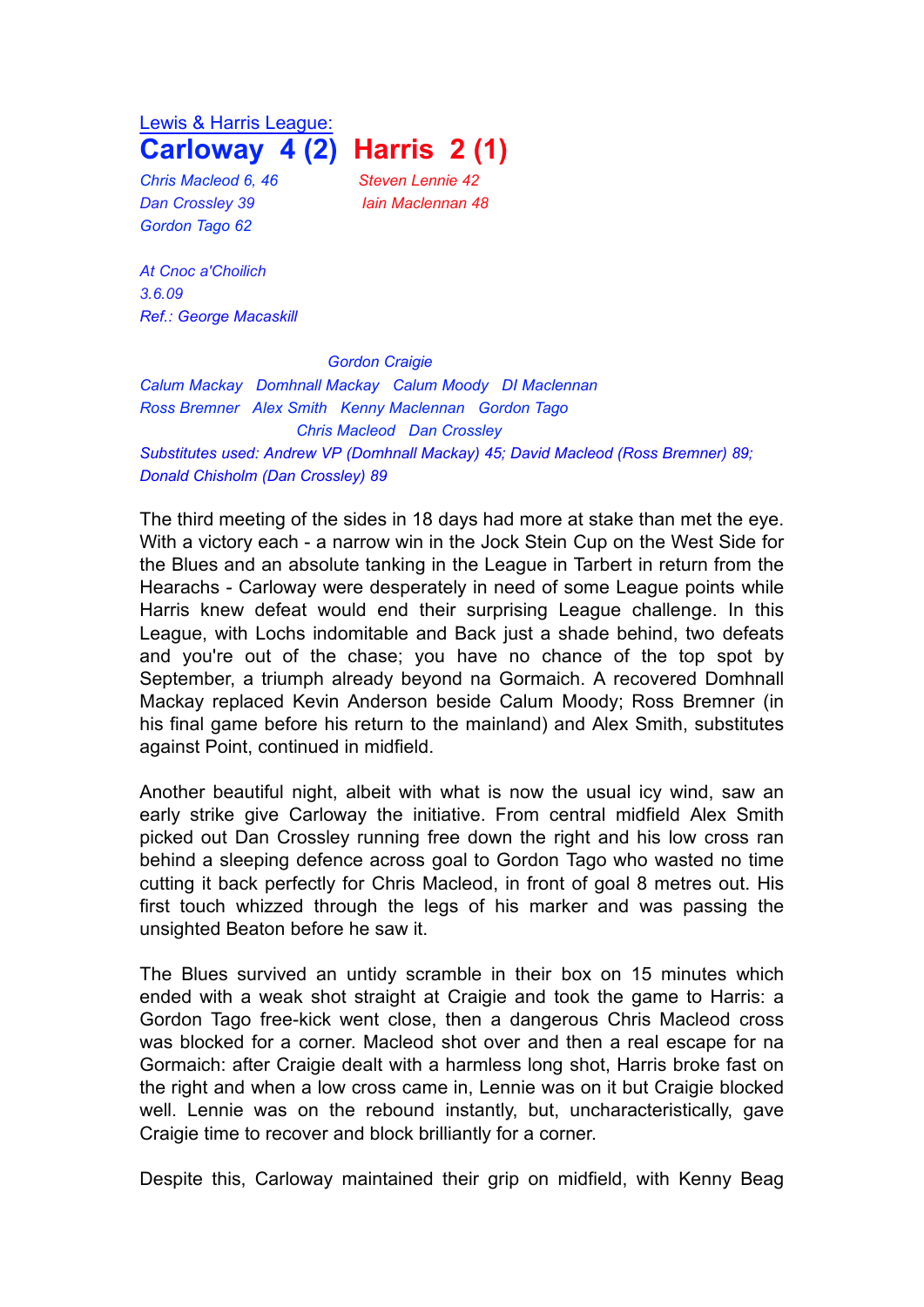Lewis & Harris League:

# Carloway 4 (2) Harris 2 (1)

*Chris Macleod 6, 46* — *Steven Lennie 42*
*Dan Crossley 39* — *Iain Maclennan 48*
*Gordon Tago 62*

*At Cnoc a'Choilich*
*3.6.09*
*Ref.: George Macaskill*

*Gordon Craigie*
*Calum Mackay Domhnall Mackay Calum Moody DI Maclennan*
*Ross Bremner Alex Smith Kenny Maclennan Gordon Tago*
*Chris Macleod Dan Crossley*
*Substitutes used: Andrew VP (Domhnall Mackay) 45; David Macleod (Ross Bremner) 89; Donald Chisholm (Dan Crossley) 89*

The third meeting of the sides in 18 days had more at stake than met the eye. With a victory each - a narrow win in the Jock Stein Cup on the West Side for the Blues and an absolute tanking in the League in Tarbert in return from the Hearachs - Carloway were desperately in need of some League points while Harris knew defeat would end their surprising League challenge. In this League, with Lochs indomitable and Back just a shade behind, two defeats and you're out of the chase; you have no chance of the top spot by September, a triumph already beyond na Gormaich. A recovered Domhnall Mackay replaced Kevin Anderson beside Calum Moody; Ross Bremner (in his final game before his return to the mainland) and Alex Smith, substitutes against Point, continued in midfield.

Another beautiful night, albeit with what is now the usual icy wind, saw an early strike give Carloway the initiative. From central midfield Alex Smith picked out Dan Crossley running free down the right and his low cross ran behind a sleeping defence across goal to Gordon Tago who wasted no time cutting it back perfectly for Chris Macleod, in front of goal 8 metres out. His first touch whizzed through the legs of his marker and was passing the unsighted Beaton before he saw it.

The Blues survived an untidy scramble in their box on 15 minutes which ended with a weak shot straight at Craigie and took the game to Harris: a Gordon Tago free-kick went close, then a dangerous Chris Macleod cross was blocked for a corner. Macleod shot over and then a real escape for na Gormaich: after Craigie dealt with a harmless long shot, Harris broke fast on the right and when a low cross came in, Lennie was on it but Craigie blocked well. Lennie was on the rebound instantly, but, uncharacteristically, gave Craigie time to recover and block brilliantly for a corner.

Despite this, Carloway maintained their grip on midfield, with Kenny Beag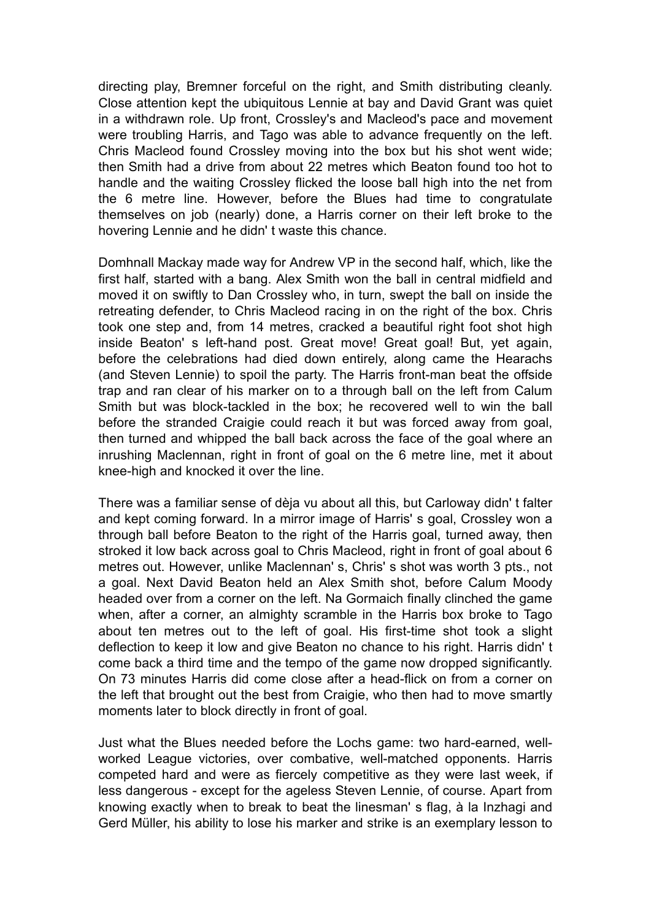directing play, Bremner forceful on the right, and Smith distributing cleanly. Close attention kept the ubiquitous Lennie at bay and David Grant was quiet in a withdrawn role. Up front, Crossley's and Macleod's pace and movement were troubling Harris, and Tago was able to advance frequently on the left. Chris Macleod found Crossley moving into the box but his shot went wide; then Smith had a drive from about 22 metres which Beaton found too hot to handle and the waiting Crossley flicked the loose ball high into the net from the 6 metre line. However, before the Blues had time to congratulate themselves on job (nearly) done, a Harris corner on their left broke to the hovering Lennie and he didn' t waste this chance.

Domhnall Mackay made way for Andrew VP in the second half, which, like the first half, started with a bang. Alex Smith won the ball in central midfield and moved it on swiftly to Dan Crossley who, in turn, swept the ball on inside the retreating defender, to Chris Macleod racing in on the right of the box. Chris took one step and, from 14 metres, cracked a beautiful right foot shot high inside Beaton' s left-hand post. Great move! Great goal! But, yet again, before the celebrations had died down entirely, along came the Hearachs (and Steven Lennie) to spoil the party. The Harris front-man beat the offside trap and ran clear of his marker on to a through ball on the left from Calum Smith but was block-tackled in the box; he recovered well to win the ball before the stranded Craigie could reach it but was forced away from goal, then turned and whipped the ball back across the face of the goal where an inrushing Maclennan, right in front of goal on the 6 metre line, met it about knee-high and knocked it over the line.

There was a familiar sense of dèja vu about all this, but Carloway didn' t falter and kept coming forward. In a mirror image of Harris' s goal, Crossley won a through ball before Beaton to the right of the Harris goal, turned away, then stroked it low back across goal to Chris Macleod, right in front of goal about 6 metres out. However, unlike Maclennan' s, Chris' s shot was worth 3 pts., not a goal. Next David Beaton held an Alex Smith shot, before Calum Moody headed over from a corner on the left. Na Gormaich finally clinched the game when, after a corner, an almighty scramble in the Harris box broke to Tago about ten metres out to the left of goal. His first-time shot took a slight deflection to keep it low and give Beaton no chance to his right. Harris didn' t come back a third time and the tempo of the game now dropped significantly. On 73 minutes Harris did come close after a head-flick on from a corner on the left that brought out the best from Craigie, who then had to move smartly moments later to block directly in front of goal.

Just what the Blues needed before the Lochs game: two hard-earned, well-worked League victories, over combative, well-matched opponents. Harris competed hard and were as fiercely competitive as they were last week, if less dangerous - except for the ageless Steven Lennie, of course. Apart from knowing exactly when to break to beat the linesman' s flag, à la Inzhagi and Gerd Müller, his ability to lose his marker and strike is an exemplary lesson to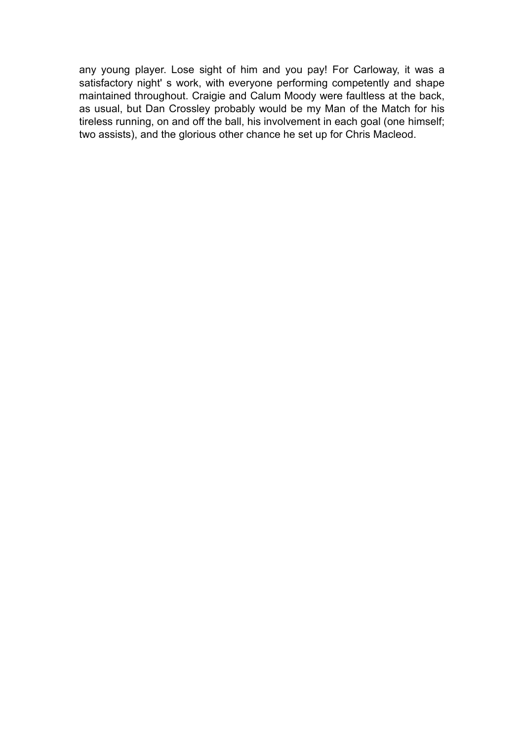any young player. Lose sight of him and you pay! For Carloway, it was a satisfactory night' s work, with everyone performing competently and shape maintained throughout. Craigie and Calum Moody were faultless at the back, as usual, but Dan Crossley probably would be my Man of the Match for his tireless running, on and off the ball, his involvement in each goal (one himself; two assists), and the glorious other chance he set up for Chris Macleod.